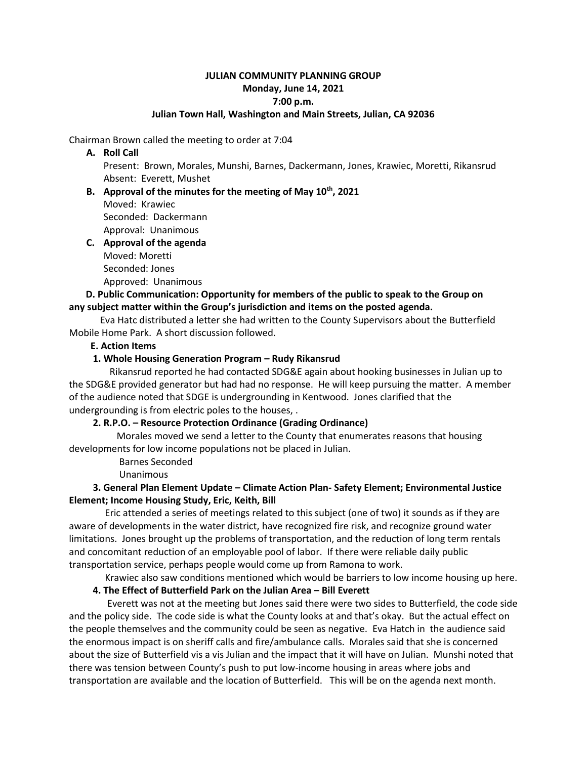**JULIAN COMMUNITY PLANNING GROUP**
**Monday, June 14, 2021**
**7:00 p.m.**
**Julian Town Hall, Washington and Main Streets, Julian, CA 92036**

Chairman Brown called the meeting to order at 7:04

**A. Roll Call**

Present: Brown, Morales, Munshi, Barnes, Dackermann, Jones, Krawiec, Moretti, Rikansrud
Absent: Everett, Mushet

**B. Approval of the minutes for the meeting of May 10th, 2021**

Moved: Krawiec
Seconded: Dackermann
Approval: Unanimous

**C. Approval of the agenda**

Moved: Moretti
Seconded: Jones
Approved: Unanimous

**D. Public Communication: Opportunity for members of the public to speak to the Group on any subject matter within the Group's jurisdiction and items on the posted agenda.**

Eva Hatc distributed a letter she had written to the County Supervisors about the Butterfield Mobile Home Park. A short discussion followed.

**E. Action Items**

**1. Whole Housing Generation Program – Rudy Rikansrud**

Rikansrud reported he had contacted SDG&E again about hooking businesses in Julian up to the SDG&E provided generator but had had no response. He will keep pursuing the matter. A member of the audience noted that SDGE is undergrounding in Kentwood. Jones clarified that the undergrounding is from electric poles to the houses, .

**2. R.P.O. – Resource Protection Ordinance (Grading Ordinance)**

Morales moved we send a letter to the County that enumerates reasons that housing developments for low income populations not be placed in Julian.

Barnes Seconded
Unanimous

**3. General Plan Element Update – Climate Action Plan- Safety Element; Environmental Justice Element; Income Housing Study, Eric, Keith, Bill**

Eric attended a series of meetings related to this subject (one of two) it sounds as if they are aware of developments in the water district, have recognized fire risk, and recognize ground water limitations. Jones brought up the problems of transportation, and the reduction of long term rentals and concomitant reduction of an employable pool of labor. If there were reliable daily public transportation service, perhaps people would come up from Ramona to work.

Krawiec also saw conditions mentioned which would be barriers to low income housing up here.

**4. The Effect of Butterfield Park on the Julian Area – Bill Everett**

Everett was not at the meeting but Jones said there were two sides to Butterfield, the code side and the policy side. The code side is what the County looks at and that's okay. But the actual effect on the people themselves and the community could be seen as negative. Eva Hatch in the audience said the enormous impact is on sheriff calls and fire/ambulance calls. Morales said that she is concerned about the size of Butterfield vis a vis Julian and the impact that it will have on Julian. Munshi noted that there was tension between County's push to put low-income housing in areas where jobs and transportation are available and the location of Butterfield. This will be on the agenda next month.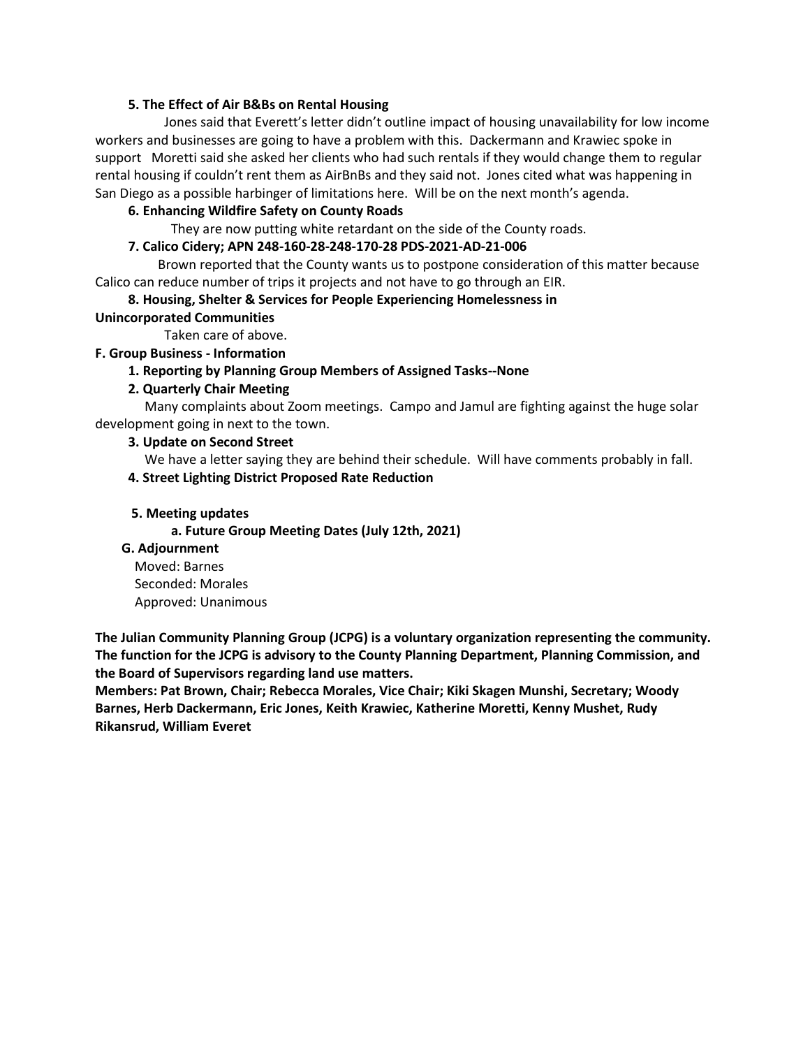**5. The Effect of Air B&Bs on Rental Housing**

Jones said that Everett's letter didn't outline impact of housing unavailability for low income workers and businesses are going to have a problem with this. Dackermann and Krawiec spoke in support Moretti said she asked her clients who had such rentals if they would change them to regular rental housing if couldn't rent them as AirBnBs and they said not. Jones cited what was happening in San Diego as a possible harbinger of limitations here. Will be on the next month's agenda.

**6. Enhancing Wildfire Safety on County Roads**

They are now putting white retardant on the side of the County roads.

**7. Calico Cidery; APN 248-160-28-248-170-28 PDS-2021-AD-21-006**

Brown reported that the County wants us to postpone consideration of this matter because Calico can reduce number of trips it projects and not have to go through an EIR.

**8. Housing, Shelter & Services for People Experiencing Homelessness in Unincorporated Communities**

Taken care of above.

**F. Group Business - Information**

**1. Reporting by Planning Group Members of Assigned Tasks--None**

**2. Quarterly Chair Meeting**

Many complaints about Zoom meetings. Campo and Jamul are fighting against the huge solar development going in next to the town.

**3. Update on Second Street**

We have a letter saying they are behind their schedule. Will have comments probably in fall.

**4. Street Lighting District Proposed Rate Reduction**

**5. Meeting updates**

**a. Future Group Meeting Dates (July 12th, 2021)**

**G. Adjournment**

Moved: Barnes
Seconded: Morales
Approved: Unanimous

**The Julian Community Planning Group (JCPG) is a voluntary organization representing the community. The function for the JCPG is advisory to the County Planning Department, Planning Commission, and the Board of Supervisors regarding land use matters.**

**Members: Pat Brown, Chair; Rebecca Morales, Vice Chair; Kiki Skagen Munshi, Secretary; Woody Barnes, Herb Dackermann, Eric Jones, Keith Krawiec, Katherine Moretti, Kenny Mushet, Rudy Rikansrud, William Everet**